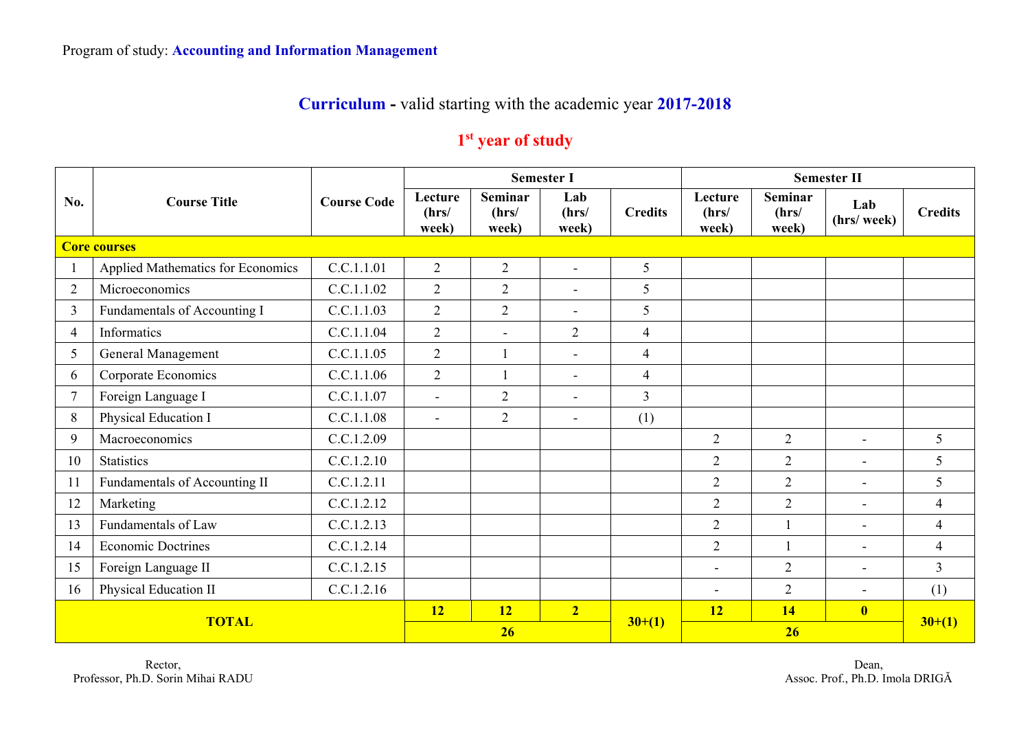Program of study: **Accounting and Information Management**

## **Curriculum** - valid starting with the academic year **2017-2018**

### 1st year of study

| No. | Course Title | Course Code | Semester I | | | | Semester II | | | |
|---|---|---|---|---|---|---|---|---|---|---|
| | | | Lecture (hrs/ week) | Seminar (hrs/ week) | Lab (hrs/ week) | Credits | Lecture (hrs/ week) | Seminar (hrs/ week) | Lab (hrs/ week) | Credits |
| **Core courses** | | | | | | | | | | |
| 1 | Applied Mathematics for Economics | C.C.1.1.01 | 2 | 2 | - | 5 | | | | |
| 2 | Microeconomics | C.C.1.1.02 | 2 | 2 | - | 5 | | | | |
| 3 | Fundamentals of Accounting I | C.C.1.1.03 | 2 | 2 | - | 5 | | | | |
| 4 | Informatics | C.C.1.1.04 | 2 | - | 2 | 4 | | | | |
| 5 | General Management | C.C.1.1.05 | 2 | 1 | - | 4 | | | | |
| 6 | Corporate Economics | C.C.1.1.06 | 2 | 1 | - | 4 | | | | |
| 7 | Foreign Language I | C.C.1.1.07 | - | 2 | - | 3 | | | | |
| 8 | Physical Education I | C.C.1.1.08 | - | 2 | - | (1) | | | | |
| 9 | Macroeconomics | C.C.1.2.09 | | | | | 2 | 2 | - | 5 |
| 10 | Statistics | C.C.1.2.10 | | | | | 2 | 2 | - | 5 |
| 11 | Fundamentals of Accounting II | C.C.1.2.11 | | | | | 2 | 2 | - | 5 |
| 12 | Marketing | C.C.1.2.12 | | | | | 2 | 2 | - | 4 |
| 13 | Fundamentals of Law | C.C.1.2.13 | | | | | 2 | 1 | - | 4 |
| 14 | Economic Doctrines | C.C.1.2.14 | | | | | 2 | 1 | - | 4 |
| 15 | Foreign Language II | C.C.1.2.15 | | | | | - | 2 | - | 3 |
| 16 | Physical Education II | C.C.1.2.16 | | | | | - | 2 | - | (1) |
| **TOTAL** | | | **12** | **12** | **2** | **30+(1)** | **12** | **14** | **0** | **30+(1)** |
| | | | **26** | | | | **26** | | | |

Rector,
Professor, Ph.D. Sorin Mihai RADU

Dean,
Assoc. Prof., Ph.D. Imola DRIGĂ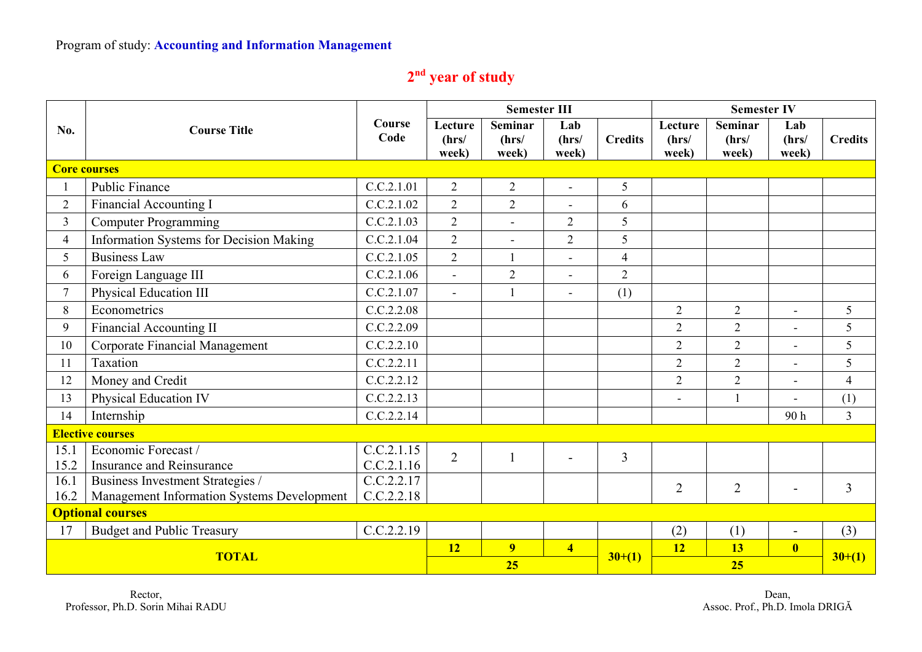Program of study: **Accounting and Information Management**

## 2nd year of study

| No. | Course Title | Course Code | Semester III | | | | Semester IV | | | |
|---|---|---|---|---|---|---|---|---|---|---|
| | | | Lecture (hrs/ week) | Seminar (hrs/ week) | Lab (hrs/ week) | Credits | Lecture (hrs/ week) | Seminar (hrs/ week) | Lab (hrs/ week) | Credits |
| **Core courses** | | | | | | | | | | |
| 1 | Public Finance | C.C.2.1.01 | 2 | 2 | - | 5 | | | | |
| 2 | Financial Accounting I | C.C.2.1.02 | 2 | 2 | - | 6 | | | | |
| 3 | Computer Programming | C.C.2.1.03 | 2 | - | 2 | 5 | | | | |
| 4 | Information Systems for Decision Making | C.C.2.1.04 | 2 | - | 2 | 5 | | | | |
| 5 | Business Law | C.C.2.1.05 | 2 | 1 | - | 4 | | | | |
| 6 | Foreign Language III | C.C.2.1.06 | - | 2 | - | 2 | | | | |
| 7 | Physical Education III | C.C.2.1.07 | - | 1 | - | (1) | | | | |
| 8 | Econometrics | C.C.2.2.08 | | | | | 2 | 2 | - | 5 |
| 9 | Financial Accounting II | C.C.2.2.09 | | | | | 2 | 2 | - | 5 |
| 10 | Corporate Financial Management | C.C.2.2.10 | | | | | 2 | 2 | - | 5 |
| 11 | Taxation | C.C.2.2.11 | | | | | 2 | 2 | - | 5 |
| 12 | Money and Credit | C.C.2.2.12 | | | | | 2 | 2 | - | 4 |
| 13 | Physical Education IV | C.C.2.2.13 | | | | | - | 1 | - | (1) |
| 14 | Internship | C.C.2.2.14 | | | | | | | 90 h | 3 |
| **Elective courses** | | | | | | | | | | |
| 15.1<br>15.2 | Economic Forecast /<br>Insurance and Reinsurance | C.C.2.1.15<br>C.C.2.1.16 | 2 | 1 | - | 3 | | | | |
| 16.1<br>16.2 | Business Investment Strategies /<br>Management Information Systems Development | C.C.2.2.17<br>C.C.2.2.18 | | | | | 2 | 2 | - | 3 |
| **Optional courses** | | | | | | | | | | |
| 17 | Budget and Public Treasury | C.C.2.2.19 | | | | | (2) | (1) | - | (3) |
| **TOTAL** | | | **12** | **9** | **4** | **30+(1)** | **12** | **13** | **0** | **30+(1)** |
| | | | **25** | | | | **25** | | | |

Rector,
Professor, Ph.D. Sorin Mihai RADU

Dean,
Assoc. Prof., Ph.D. Imola DRIGĂ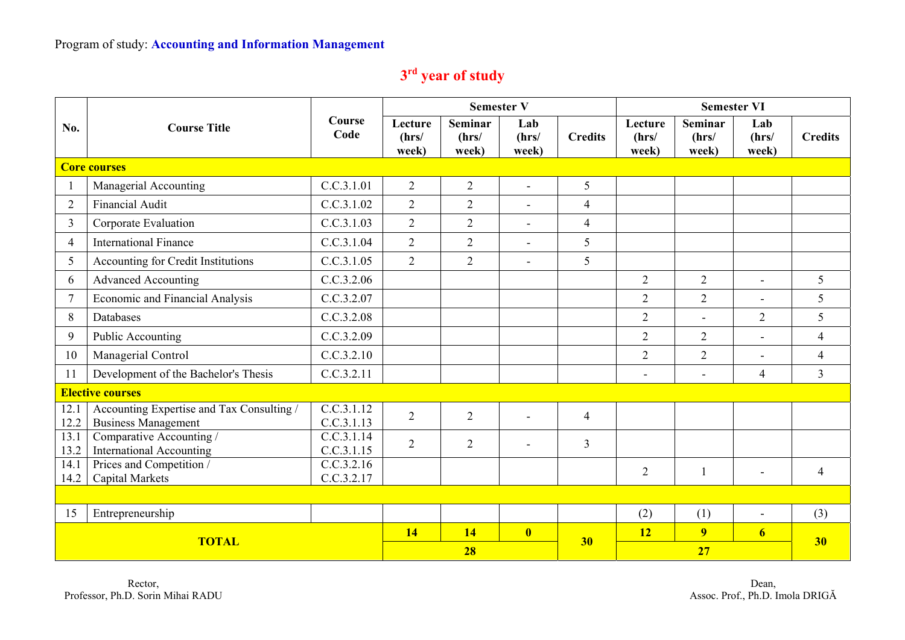Program of study: **Accounting and Information Management**

## 3rd year of study

| No. | Course Title | Course Code | Semester V | | | | Semester VI | | | |
|---|---|---|---|---|---|---|---|---|---|---|
| | | | Lecture (hrs/ week) | Seminar (hrs/ week) | Lab (hrs/ week) | Credits | Lecture (hrs/ week) | Seminar (hrs/ week) | Lab (hrs/ week) | Credits |
| **Core courses** | | | | | | | | | | |
| 1 | Managerial Accounting | C.C.3.1.01 | 2 | 2 | - | 5 | | | | |
| 2 | Financial Audit | C.C.3.1.02 | 2 | 2 | - | 4 | | | | |
| 3 | Corporate Evaluation | C.C.3.1.03 | 2 | 2 | - | 4 | | | | |
| 4 | International Finance | C.C.3.1.04 | 2 | 2 | - | 5 | | | | |
| 5 | Accounting for Credit Institutions | C.C.3.1.05 | 2 | 2 | - | 5 | | | | |
| 6 | Advanced Accounting | C.C.3.2.06 | | | | | 2 | 2 | - | 5 |
| 7 | Economic and Financial Analysis | C.C.3.2.07 | | | | | 2 | 2 | - | 5 |
| 8 | Databases | C.C.3.2.08 | | | | | 2 | - | 2 | 5 |
| 9 | Public Accounting | C.C.3.2.09 | | | | | 2 | 2 | - | 4 |
| 10 | Managerial Control | C.C.3.2.10 | | | | | 2 | 2 | - | 4 |
| 11 | Development of the Bachelor's Thesis | C.C.3.2.11 | | | | | - | - | 4 | 3 |
| **Elective courses** | | | | | | | | | | |
| 12.1 12.2 | Accounting Expertise and Tax Consulting / Business Management | C.C.3.1.12 C.C.3.1.13 | 2 | 2 | - | 4 | | | | |
| 13.1 13.2 | Comparative Accounting / International Accounting | C.C.3.1.14 C.C.3.1.15 | 2 | 2 | - | 3 | | | | |
| 14.1 14.2 | Prices and Competition / Capital Markets | C.C.3.2.16 C.C.3.2.17 | | | | | 2 | 1 | - | 4 |
| | | | | | | | | | | |
| 15 | Entrepreneurship | | | | | | (2) | (1) | - | (3) |
| **TOTAL** | | | **14** | **14** | **0** | **30** | **12** | **9** | **6** | **30** |
| | | | **28** | | | | **27** | | | |

Rector,
Professor, Ph.D. Sorin Mihai RADU

Dean,
Assoc. Prof., Ph.D. Imola DRIGĂ